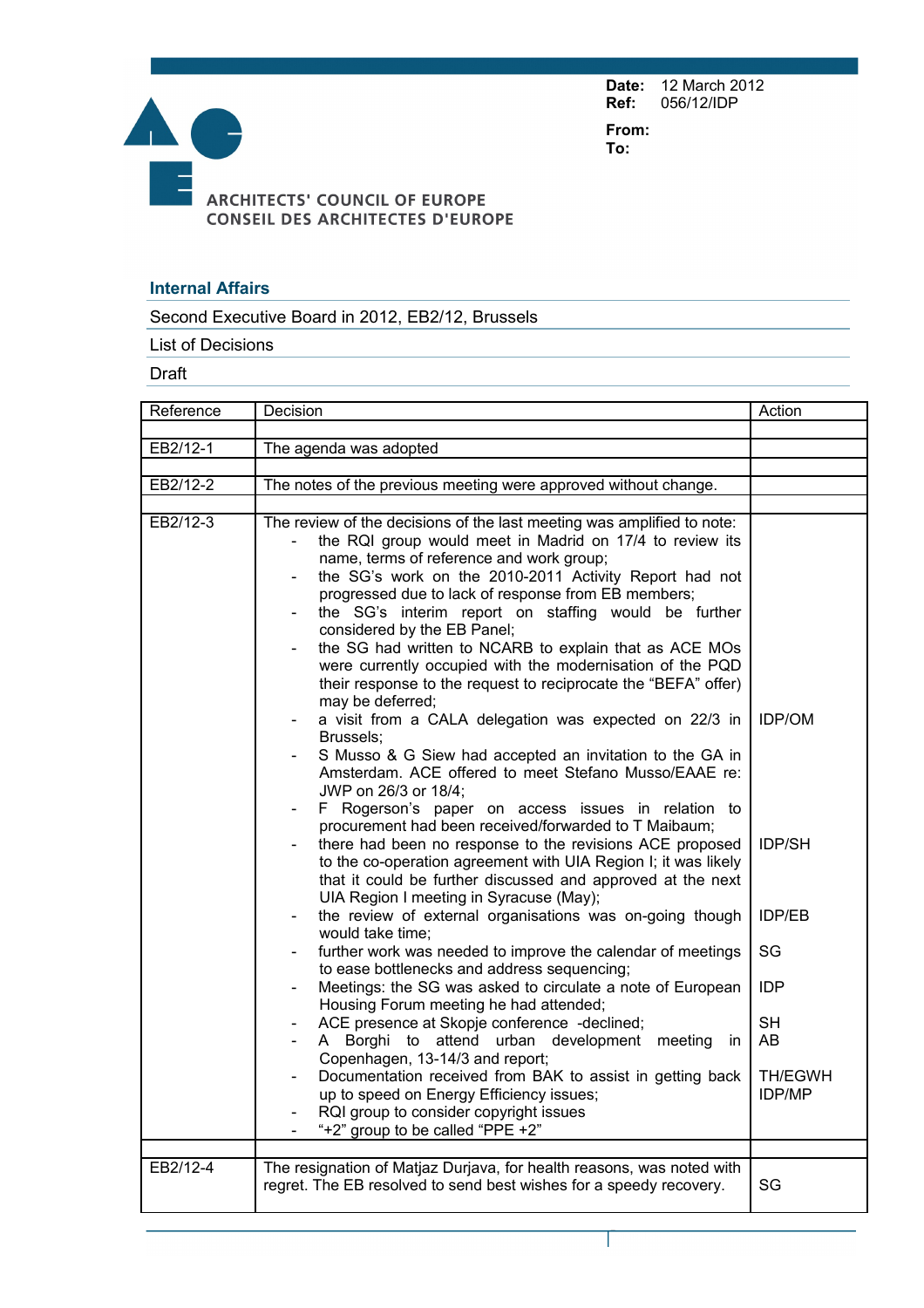**Date:** 12 March 2012
**Ref:** 056/12/IDP

**From:**
**To:**

ARCHITECTS' COUNCIL OF EUROPE
CONSEIL DES ARCHITECTES D'EUROPE

## Internal Affairs

Second Executive Board in 2012, EB2/12, Brussels

List of Decisions

Draft

| Reference | Decision | Action |
|---|---|---|
| | | |
| EB2/12-1 | The agenda was adopted | |
| | | |
| EB2/12-2 | The notes of the previous meeting were approved without change. | |
| | | |
| EB2/12-3 | The review of the decisions of the last meeting was amplified to note:<br>- the RQI group would meet in Madrid on 17/4 to review its name, terms of reference and work group;<br>- the SG's work on the 2010-2011 Activity Report had not progressed due to lack of response from EB members;<br>- the SG's interim report on staffing would be further considered by the EB Panel;<br>- the SG had written to NCARB to explain that as ACE MOs were currently occupied with the modernisation of the PQD their response to the request to reciprocate the "BEFA" offer) may be deferred;<br>- a visit from a CALA delegation was expected on 22/3 in Brussels;<br>- S Musso & G Siew had accepted an invitation to the GA in Amsterdam. ACE offered to meet Stefano Musso/EAAE re: JWP on 26/3 or 18/4;<br>- F Rogerson's paper on access issues in relation to procurement had been received/forwarded to T Maibaum;<br>- there had been no response to the revisions ACE proposed to the co-operation agreement with UIA Region I; it was likely that it could be further discussed and approved at the next UIA Region I meeting in Syracuse (May);<br>- the review of external organisations was on-going though would take time;<br>- further work was needed to improve the calendar of meetings to ease bottlenecks and address sequencing;<br>- Meetings: the SG was asked to circulate a note of European Housing Forum meeting he had attended;<br>- ACE presence at Skopje conference -declined;<br>- A Borghi to attend urban development meeting in Copenhagen, 13-14/3 and report;<br>- Documentation received from BAK to assist in getting back up to speed on Energy Efficiency issues;<br>- RQI group to consider copyright issues<br>- "+2" group to be called "PPE +2" | IDP/OM<br><br>IDP/SH<br><br>IDP/EB<br>SG<br>IDP<br>SH<br>AB<br>TH/EGWH<br>IDP/MP |
| | | |
| EB2/12-4 | The resignation of Matjaz Durjava, for health reasons, was noted with regret. The EB resolved to send best wishes for a speedy recovery. | SG |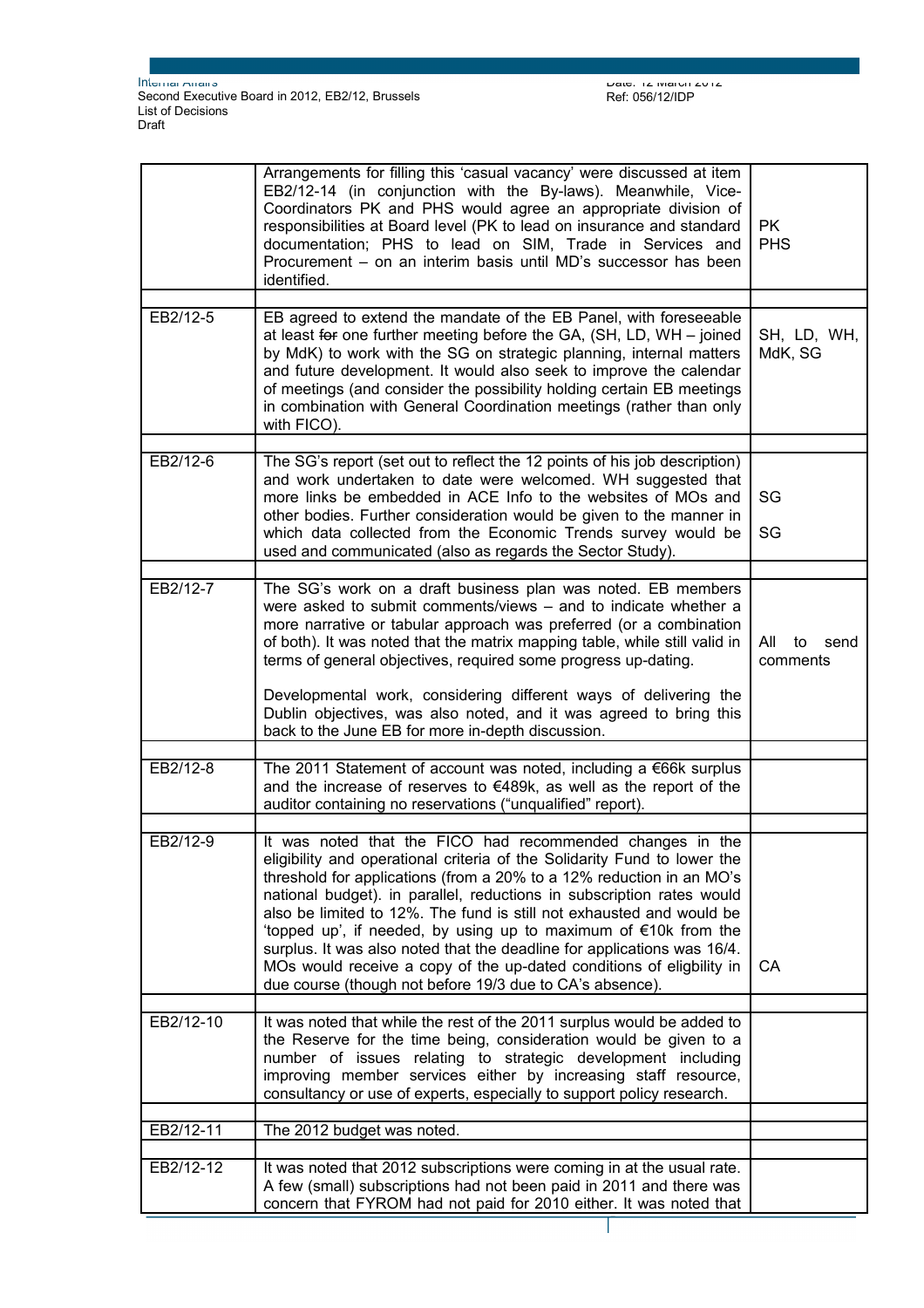| | | |
|---|---|---|
| | Arrangements for filling this 'casual vacancy' were discussed at item EB2/12-14 (in conjunction with the By-laws). Meanwhile, Vice-Coordinators PK and PHS would agree an appropriate division of responsibilities at Board level (PK to lead on insurance and standard documentation; PHS to lead on SIM, Trade in Services and Procurement – on an interim basis until MD's successor has been identified. | PK<br>PHS |
| | | |
| EB2/12-5 | EB agreed to extend the mandate of the EB Panel, with foreseeable at least ~~for~~ one further meeting before the GA, (SH, LD, WH – joined by MdK) to work with the SG on strategic planning, internal matters and future development. It would also seek to improve the calendar of meetings (and consider the possibility holding certain EB meetings in combination with General Coordination meetings (rather than only with FICO). | SH, LD, WH, MdK, SG |
| | | |
| EB2/12-6 | The SG's report (set out to reflect the 12 points of his job description) and work undertaken to date were welcomed. WH suggested that more links be embedded in ACE Info to the websites of MOs and other bodies. Further consideration would be given to the manner in which data collected from the Economic Trends survey would be used and communicated (also as regards the Sector Study). | SG<br><br>SG |
| | | |
| EB2/12-7 | The SG's work on a draft business plan was noted. EB members were asked to submit comments/views – and to indicate whether a more narrative or tabular approach was preferred (or a combination of both). It was noted that the matrix mapping table, while still valid in terms of general objectives, required some progress up-dating.<br><br>Developmental work, considering different ways of delivering the Dublin objectives, was also noted, and it was agreed to bring this back to the June EB for more in-depth discussion. | All to send comments |
| | | |
| EB2/12-8 | The 2011 Statement of account was noted, including a €66k surplus and the increase of reserves to €489k, as well as the report of the auditor containing no reservations ("unqualified" report). | |
| | | |
| EB2/12-9 | It was noted that the FICO had recommended changes in the eligibility and operational criteria of the Solidarity Fund to lower the threshold for applications (from a 20% to a 12% reduction in an MO's national budget). in parallel, reductions in subscription rates would also be limited to 12%. The fund is still not exhausted and would be 'topped up', if needed, by using up to maximum of €10k from the surplus. It was also noted that the deadline for applications was 16/4. MOs would receive a copy of the up-dated conditions of eligbility in due course (though not before 19/3 due to CA's absence). | CA |
| | | |
| EB2/12-10 | It was noted that while the rest of the 2011 surplus would be added to the Reserve for the time being, consideration would be given to a number of issues relating to strategic development including improving member services either by increasing staff resource, consultancy or use of experts, especially to support policy research. | |
| | | |
| EB2/12-11 | The 2012 budget was noted. | |
| | | |
| EB2/12-12 | It was noted that 2012 subscriptions were coming in at the usual rate. A few (small) subscriptions had not been paid in 2011 and there was concern that FYROM had not paid for 2010 either. It was noted that | |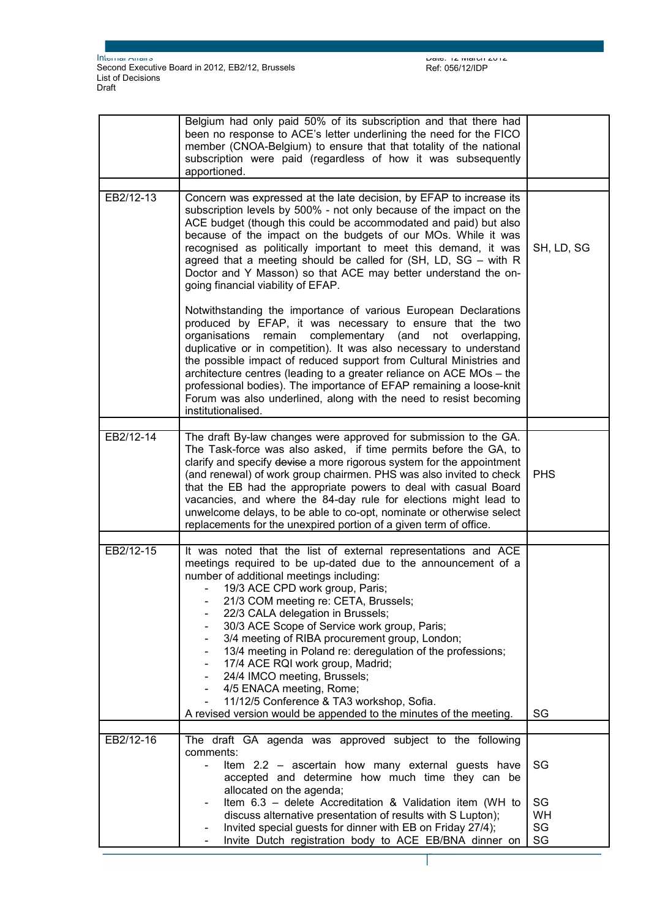| | | |
|---|---|---|
| | Belgium had only paid 50% of its subscription and that there had been no response to ACE's letter underlining the need for the FICO member (CNOA-Belgium) to ensure that that totality of the national subscription were paid (regardless of how it was subsequently apportioned. | |
| | | |
| EB2/12-13 | Concern was expressed at the late decision, by EFAP to increase its subscription levels by 500% - not only because of the impact on the ACE budget (though this could be accommodated and paid) but also because of the impact on the budgets of our MOs. While it was recognised as politically important to meet this demand, it was agreed that a meeting should be called for (SH, LD, SG – with R Doctor and Y Masson) so that ACE may better understand the on-going financial viability of EFAP.<br><br>Notwithstanding the importance of various European Declarations produced by EFAP, it was necessary to ensure that the two organisations remain complementary (and not overlapping, duplicative or in competition). It was also necessary to understand the possible impact of reduced support from Cultural Ministries and architecture centres (leading to a greater reliance on ACE MOs – the professional bodies). The importance of EFAP remaining a loose-knit Forum was also underlined, along with the need to resist becoming institutionalised. | SH, LD, SG |
| | | |
| EB2/12-14 | The draft By-law changes were approved for submission to the GA. The Task-force was also asked, if time permits before the GA, to clarify and specify ~~devise~~ a more rigorous system for the appointment (and renewal) of work group chairmen. PHS was also invited to check that the EB had the appropriate powers to deal with casual Board vacancies, and where the 84-day rule for elections might lead to unwelcome delays, to be able to co-opt, nominate or otherwise select replacements for the unexpired portion of a given term of office. | PHS |
| | | |
| EB2/12-15 | It was noted that the list of external representations and ACE meetings required to be up-dated due to the announcement of a number of additional meetings including:<br>- 19/3 ACE CPD work group, Paris;<br>- 21/3 COM meeting re: CETA, Brussels;<br>- 22/3 CALA delegation in Brussels;<br>- 30/3 ACE Scope of Service work group, Paris;<br>- 3/4 meeting of RIBA procurement group, London;<br>- 13/4 meeting in Poland re: deregulation of the professions;<br>- 17/4 ACE RQI work group, Madrid;<br>- 24/4 IMCO meeting, Brussels;<br>- 4/5 ENACA meeting, Rome;<br>- 11/12/5 Conference & TA3 workshop, Sofia.<br>A revised version would be appended to the minutes of the meeting. | SG |
| | | |
| EB2/12-16 | The draft GA agenda was approved subject to the following comments:<br>- Item 2.2 – ascertain how many external guests have accepted and determine how much time they can be allocated on the agenda;<br>- Item 6.3 – delete Accreditation & Validation item (WH to discuss alternative presentation of results with S Lupton);<br>- Invited special guests for dinner with EB on Friday 27/4);<br>- Invite Dutch registration body to ACE EB/BNA dinner on | SG<br><br>SG<br>WH<br>SG<br>SG |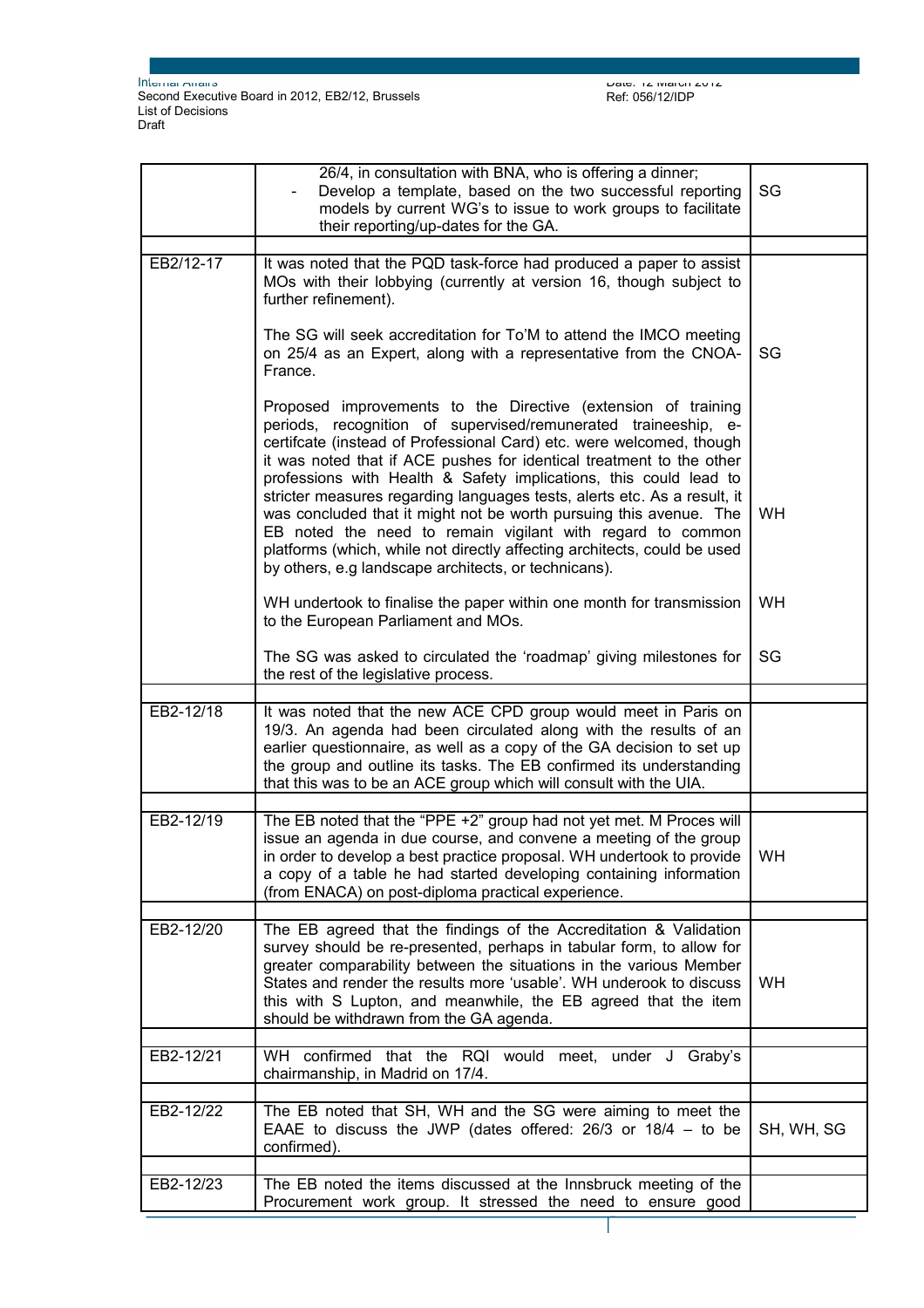| | | |
|---|---|---|
| | 26/4, in consultation with BNA, who is offering a dinner;<br>- Develop a template, based on the two successful reporting models by current WG's to issue to work groups to facilitate their reporting/up-dates for the GA. | SG |
| | | |
| EB2/12-17 | It was noted that the PQD task-force had produced a paper to assist MOs with their lobbying (currently at version 16, though subject to further refinement).<br><br>The SG will seek accreditation for To'M to attend the IMCO meeting on 25/4 as an Expert, along with a representative from the CNOA-France.<br><br>Proposed improvements to the Directive (extension of training periods, recognition of supervised/remunerated traineeship, e-certifcate (instead of Professional Card) etc. were welcomed, though it was noted that if ACE pushes for identical treatment to the other professions with Health & Safety implications, this could lead to stricter measures regarding languages tests, alerts etc. As a result, it was concluded that it might not be worth pursuing this avenue. The EB noted the need to remain vigilant with regard to common platforms (which, while not directly affecting architects, could be used by others, e.g landscape architects, or technicans).<br><br>WH undertook to finalise the paper within one month for transmission to the European Parliament and MOs.<br><br>The SG was asked to circulated the 'roadmap' giving milestones for the rest of the legislative process. | <br><br><br><br>SG<br><br><br><br><br><br><br>WH<br><br><br><br>WH<br><br>SG |
| | | |
| EB2-12/18 | It was noted that the new ACE CPD group would meet in Paris on 19/3. An agenda had been circulated along with the results of an earlier questionnaire, as well as a copy of the GA decision to set up the group and outline its tasks. The EB confirmed its understanding that this was to be an ACE group which will consult with the UIA. | |
| | | |
| EB2-12/19 | The EB noted that the "PPE +2" group had not yet met. M Proces will issue an agenda in due course, and convene a meeting of the group in order to develop a best practice proposal. WH undertook to provide a copy of a table he had started developing containing information (from ENACA) on post-diploma practical experience. | WH |
| | | |
| EB2-12/20 | The EB agreed that the findings of the Accreditation & Validation survey should be re-presented, perhaps in tabular form, to allow for greater comparability between the situations in the various Member States and render the results more 'usable'. WH underook to discuss this with S Lupton, and meanwhile, the EB agreed that the item should be withdrawn from the GA agenda. | WH |
| | | |
| EB2-12/21 | WH confirmed that the RQI would meet, under J Graby's chairmanship, in Madrid on 17/4. | |
| | | |
| EB2-12/22 | The EB noted that SH, WH and the SG were aiming to meet the EAAE to discuss the JWP (dates offered: 26/3 or 18/4 – to be confirmed). | SH, WH, SG |
| | | |
| EB2-12/23 | The EB noted the items discussed at the Innsbruck meeting of the Procurement work group. It stressed the need to ensure good | |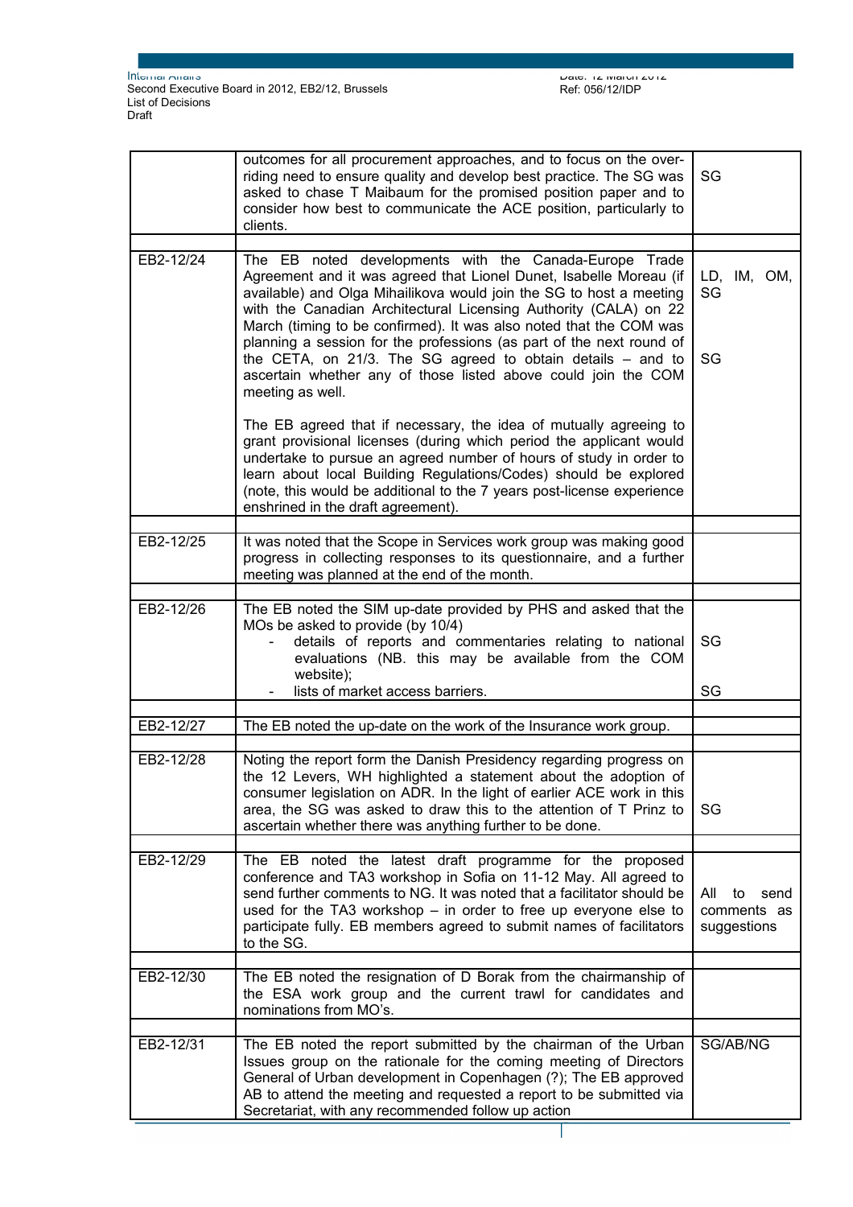| | | |
|---|---|---|
| | outcomes for all procurement approaches, and to focus on the over-riding need to ensure quality and develop best practice. The SG was asked to chase T Maibaum for the promised position paper and to consider how best to communicate the ACE position, particularly to clients. | SG |
| | | |
| EB2-12/24 | The EB noted developments with the Canada-Europe Trade Agreement and it was agreed that Lionel Dunet, Isabelle Moreau (if available) and Olga Mihailikova would join the SG to host a meeting with the Canadian Architectural Licensing Authority (CALA) on 22 March (timing to be confirmed). It was also noted that the COM was planning a session for the professions (as part of the next round of the CETA, on 21/3. The SG agreed to obtain details – and to ascertain whether any of those listed above could join the COM meeting as well.<br><br>The EB agreed that if necessary, the idea of mutually agreeing to grant provisional licenses (during which period the applicant would undertake to pursue an agreed number of hours of study in order to learn about local Building Regulations/Codes) should be explored (note, this would be additional to the 7 years post-license experience enshrined in the draft agreement). | LD, IM, OM, SG<br><br>SG |
| | | |
| EB2-12/25 | It was noted that the Scope in Services work group was making good progress in collecting responses to its questionnaire, and a further meeting was planned at the end of the month. | |
| | | |
| EB2-12/26 | The EB noted the SIM up-date provided by PHS and asked that the MOs be asked to provide (by 10/4)<br>- details of reports and commentaries relating to national evaluations (NB. this may be available from the COM website);<br>- lists of market access barriers. | SG<br><br>SG |
| | | |
| EB2-12/27 | The EB noted the up-date on the work of the Insurance work group. | |
| | | |
| EB2-12/28 | Noting the report form the Danish Presidency regarding progress on the 12 Levers, WH highlighted a statement about the adoption of consumer legislation on ADR. In the light of earlier ACE work in this area, the SG was asked to draw this to the attention of T Prinz to ascertain whether there was anything further to be done. | SG |
| | | |
| EB2-12/29 | The EB noted the latest draft programme for the proposed conference and TA3 workshop in Sofia on 11-12 May. All agreed to send further comments to NG. It was noted that a facilitator should be used for the TA3 workshop – in order to free up everyone else to participate fully. EB members agreed to submit names of facilitators to the SG. | All to send comments as suggestions |
| | | |
| EB2-12/30 | The EB noted the resignation of D Borak from the chairmanship of the ESA work group and the current trawl for candidates and nominations from MO's. | |
| | | |
| EB2-12/31 | The EB noted the report submitted by the chairman of the Urban Issues group on the rationale for the coming meeting of Directors General of Urban development in Copenhagen (?); The EB approved AB to attend the meeting and requested a report to be submitted via Secretariat, with any recommended follow up action | SG/AB/NG |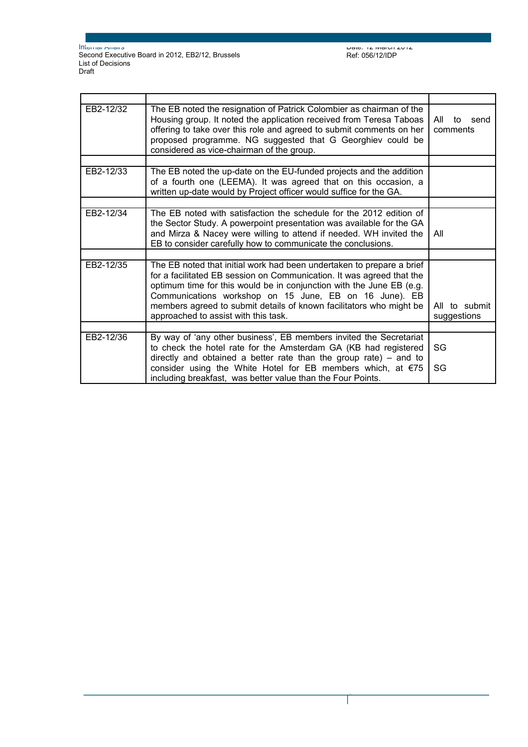| | | |
|---|---|---|
| EB2-12/32 | The EB noted the resignation of Patrick Colombier as chairman of the Housing group. It noted the application received from Teresa Taboas offering to take over this role and agreed to submit comments on her proposed programme. NG suggested that G Georghiev could be considered as vice-chairman of the group. | All to send comments |
| | | |
| EB2-12/33 | The EB noted the up-date on the EU-funded projects and the addition of a fourth one (LEEMA). It was agreed that on this occasion, a written up-date would by Project officer would suffice for the GA. | |
| | | |
| EB2-12/34 | The EB noted with satisfaction the schedule for the 2012 edition of the Sector Study. A powerpoint presentation was available for the GA and Mirza & Nacey were willing to attend if needed. WH invited the EB to consider carefully how to communicate the conclusions. | All |
| | | |
| EB2-12/35 | The EB noted that initial work had been undertaken to prepare a brief for a facilitated EB session on Communication. It was agreed that the optimum time for this would be in conjunction with the June EB (e.g. Communications workshop on 15 June, EB on 16 June). EB members agreed to submit details of known facilitators who might be approached to assist with this task. | All to submit suggestions |
| | | |
| EB2-12/36 | By way of 'any other business', EB members invited the Secretariat to check the hotel rate for the Amsterdam GA (KB had registered directly and obtained a better rate than the group rate) – and to consider using the White Hotel for EB members which, at €75 including breakfast, was better value than the Four Points. | SG<br><br>SG |